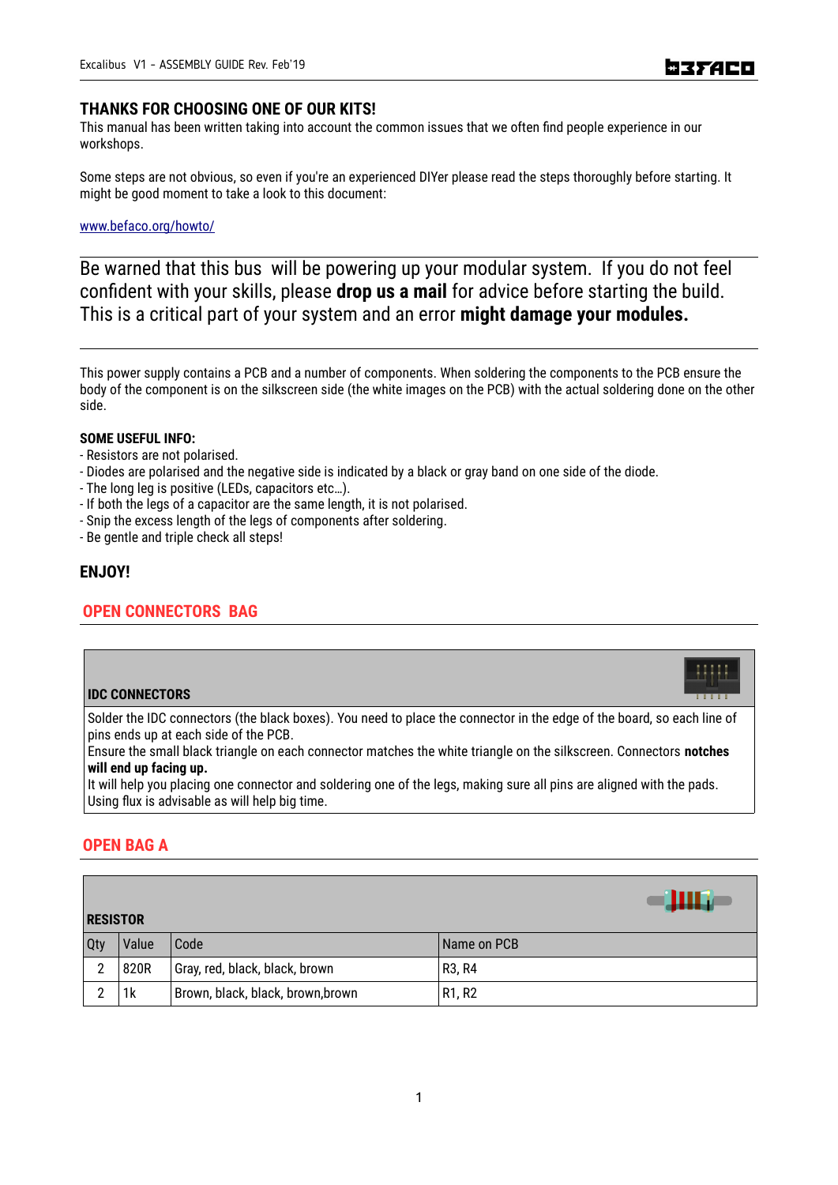## THANKS FOR CHOOSING ONE OF OUR KITS!

This manual has been written taking into account the common issues that we often find people experience in our workshops.

Some steps are not obvious, so even if you're an experienced DIYer please read the steps thoroughly before starting. It might be good moment to take a look to this document:

[www.befaco.org/howto/](www.befaco.org/howto/)

---

Be warned that this bus will be powering up your modular system. If you do not feel confident with your skills, please **drop us a mail** for advice before starting the build. This is a critical part of your system and an error **might damage your modules.**

---

This power supply contains a PCB and a number of components. When soldering the components to the PCB ensure the body of the component is on the silkscreen side (the white images on the PCB) with the actual soldering done on the other side.

**SOME USEFUL INFO:**

- Resistors are not polarised.
- Diodes are polarised and the negative side is indicated by a black or gray band on one side of the diode.
- The long leg is positive (LEDs, capacitors etc…).
- If both the legs of a capacitor are the same length, it is not polarised.
- Snip the excess length of the legs of components after soldering.
- Be gentle and triple check all steps!

## ENJOY!

## OPEN CONNECTORS BAG

**IDC CONNECTORS**

Solder the IDC connectors (the black boxes). You need to place the connector in the edge of the board, so each line of pins ends up at each side of the PCB.
Ensure the small black triangle on each connector matches the white triangle on the silkscreen. Connectors **notches will end up facing up.**
It will help you placing one connector and soldering one of the legs, making sure all pins are aligned with the pads.
Using flux is advisable as will help big time.

## OPEN BAG A

**RESISTOR**

| Qty | Value | Code | Name on PCB |
|---|---|---|---|
| 2 | 820R | Gray, red, black, black, brown | R3, R4 |
| 2 | 1k | Brown, black, black, brown,brown | R1, R2 |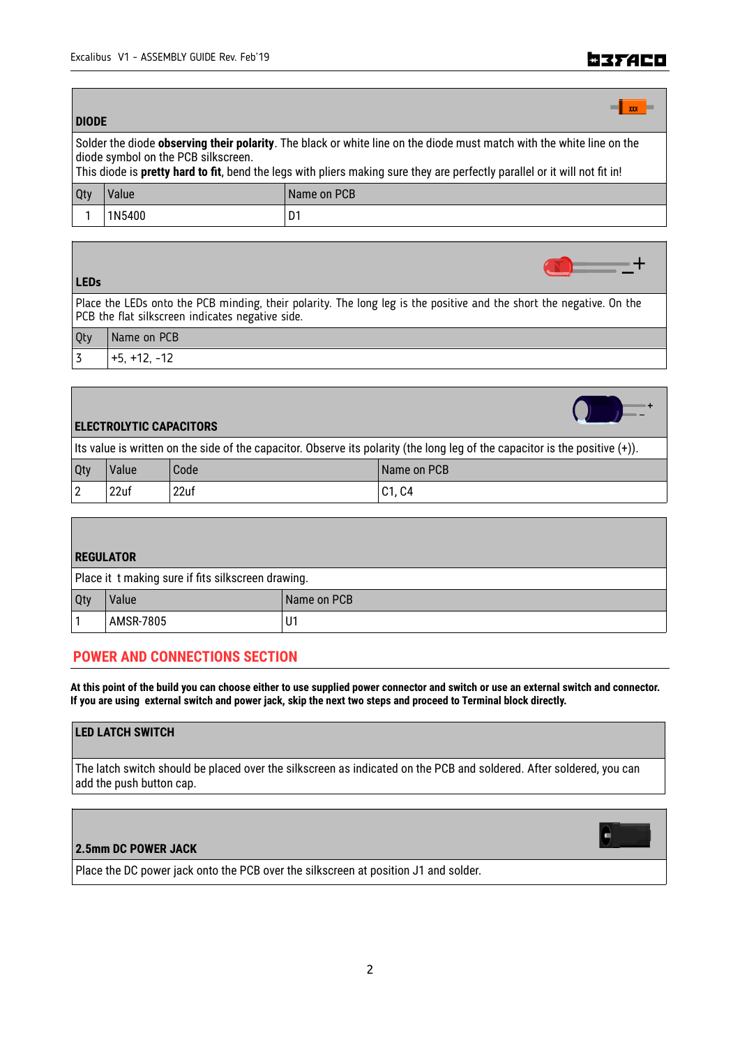### DIODE

Solder the diode **observing their polarity**. The black or white line on the diode must match with the white line on the diode symbol on the PCB silkscreen.
This diode is **pretty hard to fit**, bend the legs with pliers making sure they are perfectly parallel or it will not fit in!

| Qty | Value | Name on PCB |
|---|---|---|
| 1 | 1N5400 | D1 |

### LEDs

Place the LEDs onto the PCB minding, their polarity. The long leg is the positive and the short the negative. On the PCB the flat silkscreen indicates negative side.

| Qty | Name on PCB |
|---|---|
| 3 | +5, +12, -12 |

### ELECTROLYTIC CAPACITORS

Its value is written on the side of the capacitor. Observe its polarity (the long leg of the capacitor is the positive (+)).

| Qty | Value | Code | Name on PCB |
|---|---|---|---|
| 2 | 22uf | 22uf | C1, C4 |

### REGULATOR

Place it t making sure if fits silkscreen drawing.

| Qty | Value | Name on PCB |
|---|---|---|
| 1 | AMSR-7805 | U1 |

## POWER AND CONNECTIONS SECTION

**At this point of the build you can choose either to use supplied power connector and switch or use an external switch and connector. If you are using external switch and power jack, skip the next two steps and proceed to Terminal block directly.**

### LED LATCH SWITCH

The latch switch should be placed over the silkscreen as indicated on the PCB and soldered. After soldered, you can add the push button cap.

### 2.5mm DC POWER JACK

Place the DC power jack onto the PCB over the silkscreen at position J1 and solder.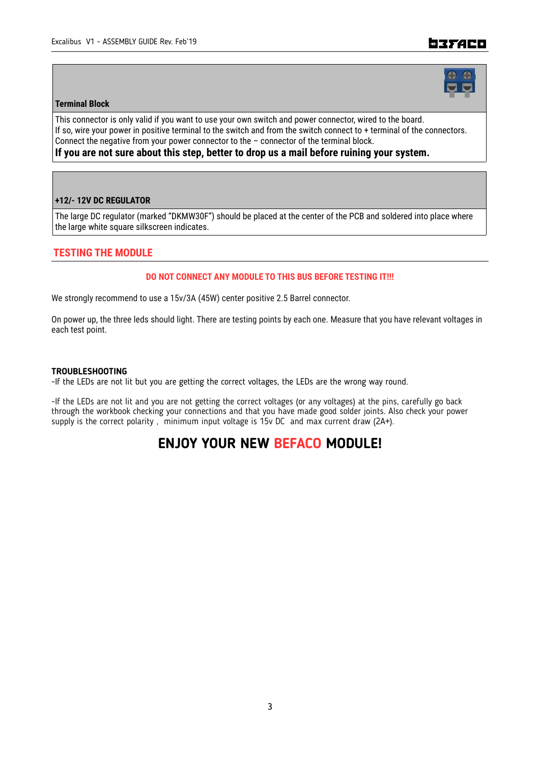### Terminal Block

This connector is only valid if you want to use your own switch and power connector, wired to the board.
If so, wire your power in positive terminal to the switch and from the switch connect to + terminal of the connectors.
Connect the negative from your power connector to the – connector of the terminal block.
**If you are not sure about this step, better to drop us a mail before ruining your system.**

### +12/- 12V DC REGULATOR

The large DC regulator (marked "DKMW30F") should be placed at the center of the PCB and soldered into place where the large white square silkscreen indicates.

## TESTING THE MODULE

**DO NOT CONNECT ANY MODULE TO THIS BUS BEFORE TESTING IT!!!**

We strongly recommend to use a 15v/3A (45W) center positive 2.5 Barrel connector.

On power up, the three leds should light. There are testing points by each one. Measure that you have relevant voltages in each test point.

**TROUBLESHOOTING**
-If the LEDs are not lit but you are getting the correct voltages, the LEDs are the wrong way round.

-If the LEDs are not lit and you are not getting the correct voltages (or any voltages) at the pins, carefully go back through the workbook checking your connections and that you have made good solder joints. Also check your power supply is the correct polarity , minimum input voltage is 15v DC and max current draw (2A+).

# ENJOY YOUR NEW BEFACO MODULE!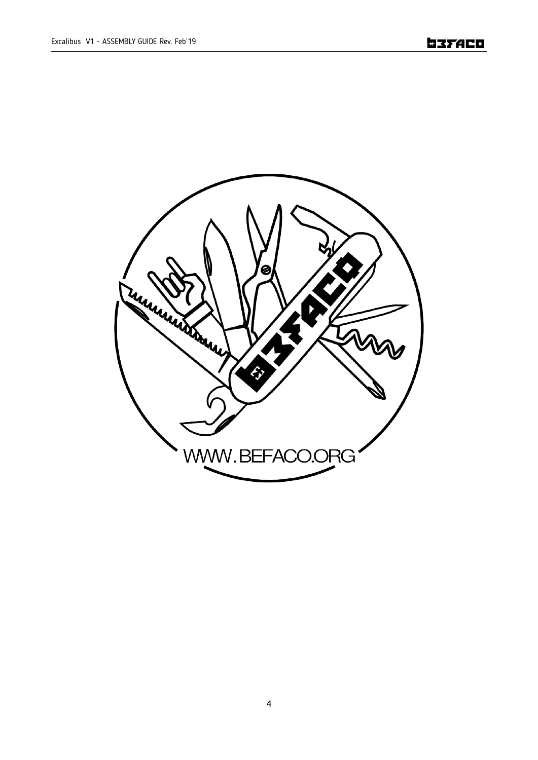WWW.BEFACO.ORG